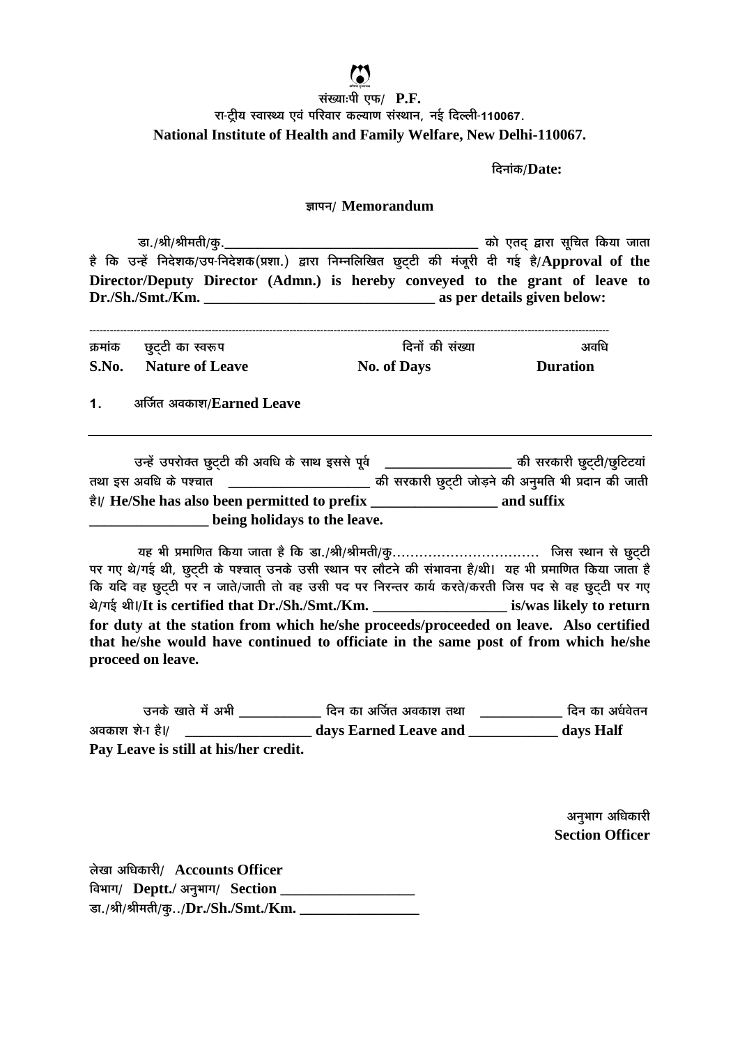संख्याःपी एफ/ **P.F.**

रा-ट्रीय स्वास्थ्य एवं परिवार कल्याण संस्थान, नई दिल्ली-110067.

**National Institute of Health and Family Welfare, New Delhi-110067.**

दिनांक/**Date:**

## ज्ञापन/ Memorandum

डा./श्री/श्रीमती/कु.______________________________________ को एतद् द्वारा सूचित किया जाता है कि उन्हें निदेशक/उप-निदेशक(प्रशा.) द्वारा निम्नलिखित छुट्टी की मंजूरी दी गई है/**Approval of the Director/Deputy Director (Admn.) is hereby conveyed to the grant of leave to Dr./Sh./Smt./Km. _______________________________ as per details given below:**

| क्रमांक **S.No.** | छुट्टी का स्वरूप **Nature of Leave** | दिनों की संख्या **No. of Days** | अवधि **Duration** |
|---|---|---|---|
| 1. | अर्जित अवकाश/**Earned Leave** | | |

उन्हें उपरोक्त छुट्टी की अवधि के साथ इससे पूर्व __________________ की सरकारी छुट्टी/छुटियां तथा इस अवधि के पश्चात ____________________ की सरकारी छुट्टी जोड़ने की अनुमति भी प्रदान की जाती है।/ **He/She has also been permitted to prefix _________________ and suffix ________________ being holidays to the leave.**

यह भी प्रमाणित किया जाता है कि डा./श्री/श्रीमती/कु................................ जिस स्थान से छुट्टी पर गए थे/गई थी, छुट्टी के पश्चात् उनके उसी स्थान पर लौटने की संभावना है/थी। यह भी प्रमाणित किया जाता है कि यदि वह छुट्टी पर न जाते/जाती तो वह उसी पद पर निरन्तर कार्य करते/करती जिस पद से वह छुट्टी पर गए थे/गई थी।/**It is certified that Dr./Sh./Smt./Km. __________________ is/was likely to return for duty at the station from which he/she proceeds/proceeded on leave. Also certified that he/she would have continued to officiate in the same post of from which he/she proceed on leave.**

उनके खाते में अभी ____________ दिन का अर्जित अवकाश तथा ____________ दिन का अर्धवेतन अवकाश शे-ा है।/ _________________ **days Earned Leave and ____________ days Half Pay Leave is still at his/her credit.**

अनुभाग अधिकारी
**Section Officer**

लेखा अधिकारी/ **Accounts Officer**

विभाग/ **Deptt.**/ अनुभाग/ **Section __________________**

डा./श्री/श्रीमती/कु../**Dr./Sh./Smt./Km. ________________**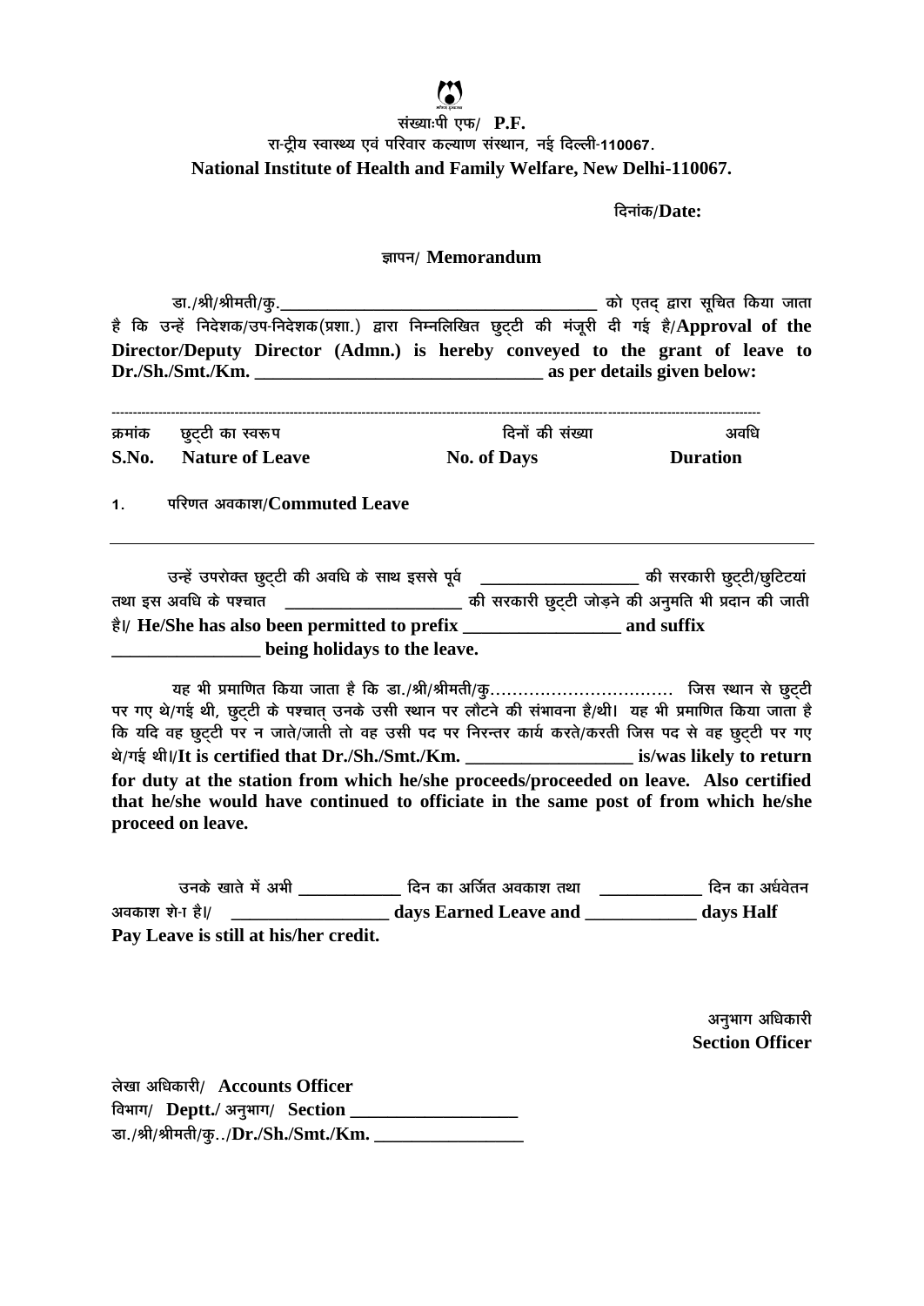संख्याःपी एफ/ **P.F.**

रा-ट्रीय स्वास्थ्य एवं परिवार कल्याण संस्थान, नई दिल्ली-110067.

**National Institute of Health and Family Welfare, New Delhi-110067.**

दिनांक/**Date:**

## ज्ञापन/ Memorandum

डा./श्री/श्रीमती/कु.______________________________________ को एतद् द्वारा सूचित किया जाता है कि उन्हें निदेशक/उप-निदेशक(प्रशा.) द्वारा निम्नलिखित छुट्टी की मंजूरी दी गई है/**Approval of the Director/Deputy Director (Admn.) is hereby conveyed to the grant of leave to Dr./Sh./Smt./Km. _______________________________ as per details given below:**

| क्रमांक<br>**S.No.** | छुट्टी का स्वरूप<br>**Nature of Leave** | दिनों की संख्या<br>**No. of Days** | अवधि<br>**Duration** |
|---|---|---|---|
| 1. | परिणत अवकाश/**Commuted Leave** | | |

उन्हें उपरोक्त छुट्टी की अवधि के साथ इससे पूर्व __________________ की सरकारी छुट्टी/छुटियां तथा इस अवधि के पश्चात ____________________ की सरकारी छुट्टी जोड़ने की अनुमति भी प्रदान की जाती है।/ **He/She has also been permitted to prefix _________________ and suffix ________________ being holidays to the leave.**

यह भी प्रमाणित किया जाता है कि डा./श्री/श्रीमती/कु................................ जिस स्थान से छुट्टी पर गए थे/गई थी, छुट्टी के पश्चात् उनके उसी स्थान पर लौटने की संभावना है/थी। यह भी प्रमाणित किया जाता है कि यदि वह छुट्टी पर न जाते/जाती तो वह उसी पद पर निरन्तर कार्य करते/करती जिस पद से वह छुट्टी पर गए थे/गई थी।/**It is certified that Dr./Sh./Smt./Km. __________________ is/was likely to return for duty at the station from which he/she proceeds/proceeded on leave. Also certified that he/she would have continued to officiate in the same post of from which he/she proceed on leave.**

उनके खाते में अभी ____________ दिन का अर्जित अवकाश तथा ____________ दिन का अर्धवेतन अवकाश शे-ा है।/ __________________ **days Earned Leave and ____________ days Half Pay Leave is still at his/her credit.**

अनुभाग अधिकारी
**Section Officer**

लेखा अधिकारी/ **Accounts Officer**

विभाग/ **Deptt.**/ अनुभाग/ **Section ___________________**

डा./श्री/श्रीमती/कु../**Dr./Sh./Smt./Km. _________________**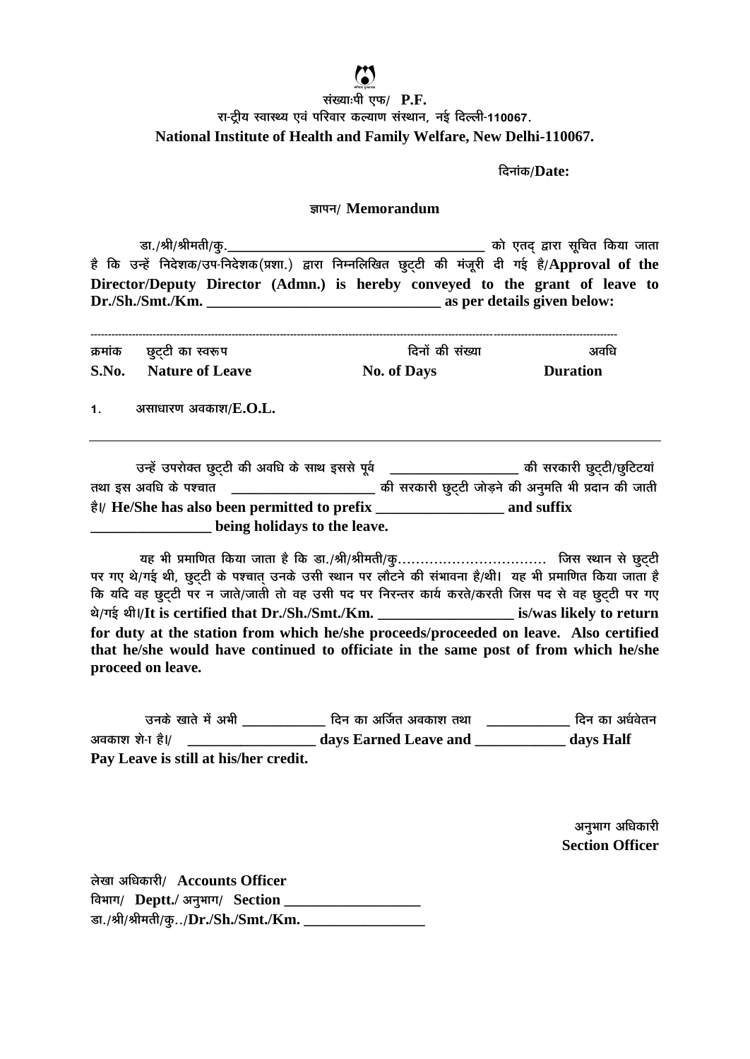संख्याःपी एफ/ **P.F.**

रा-ट्रीय स्वास्थ्य एवं परिवार कल्याण संस्थान, नई दिल्ली-110067.

**National Institute of Health and Family Welfare, New Delhi-110067.**

दिनांक/**Date:**

## ज्ञापन/ Memorandum

डा./श्री/श्रीमती/कु.______________________________________ को एतद् द्वारा सूचित किया जाता है कि उन्हें निदेशक/उप-निदेशक(प्रशा.) द्वारा निम्नलिखित छुट्टी की मंजूरी दी गई है/**Approval of the Director/Deputy Director (Admn.) is hereby conveyed to the grant of leave to Dr./Sh./Smt./Km. _______________________________ as per details given below:**

| क्रमांक<br>**S.No.** | छुट्टी का स्वरूप<br>**Nature of Leave** | दिनों की संख्या<br>**No. of Days** | अवधि<br>**Duration** |
|---|---|---|---|
| 1. | असाधारण अवकाश/**E.O.L.** | | |

उन्हें उपरोक्त छुट्टी की अवधि के साथ इससे पूर्व __________________ की सरकारी छुट्टी/छुटिटयां तथा इस अवधि के पश्चात ____________________ की सरकारी छुट्टी जोड़ने की अनुमति भी प्रदान की जाती है।/ **He/She has also been permitted to prefix _________________ and suffix ________________ being holidays to the leave.**

यह भी प्रमाणित किया जाता है कि डा./श्री/श्रीमती/कु................................ जिस स्थान से छुट्टी पर गए थे/गई थी, छुट्टी के पश्चात् उनके उसी स्थान पर लौटने की संभावना है/थी। यह भी प्रमाणित किया जाता है कि यदि वह छुट्टी पर न जाते/जाती तो वह उसी पद पर निरन्तर कार्य करते/करती जिस पद से वह छुट्टी पर गए थे/गई थी।/**It is certified that Dr./Sh./Smt./Km. __________________ is/was likely to return for duty at the station from which he/she proceeds/proceeded on leave. Also certified that he/she would have continued to officiate in the same post of from which he/she proceed on leave.**

उनके खाते में अभी ____________ दिन का अर्जित अवकाश तथा ____________ दिन का अर्धवेतन अवकाश शे-ा है।/ _________________ **days Earned Leave and ____________ days Half Pay Leave is still at his/her credit.**

अनुभाग अधिकारी
**Section Officer**

लेखा अधिकारी/ **Accounts Officer**
विभाग/ **Deptt.**/ अनुभाग/ **Section __________________**
डा./श्री/श्रीमती/कु../**Dr./Sh./Smt./Km. ________________**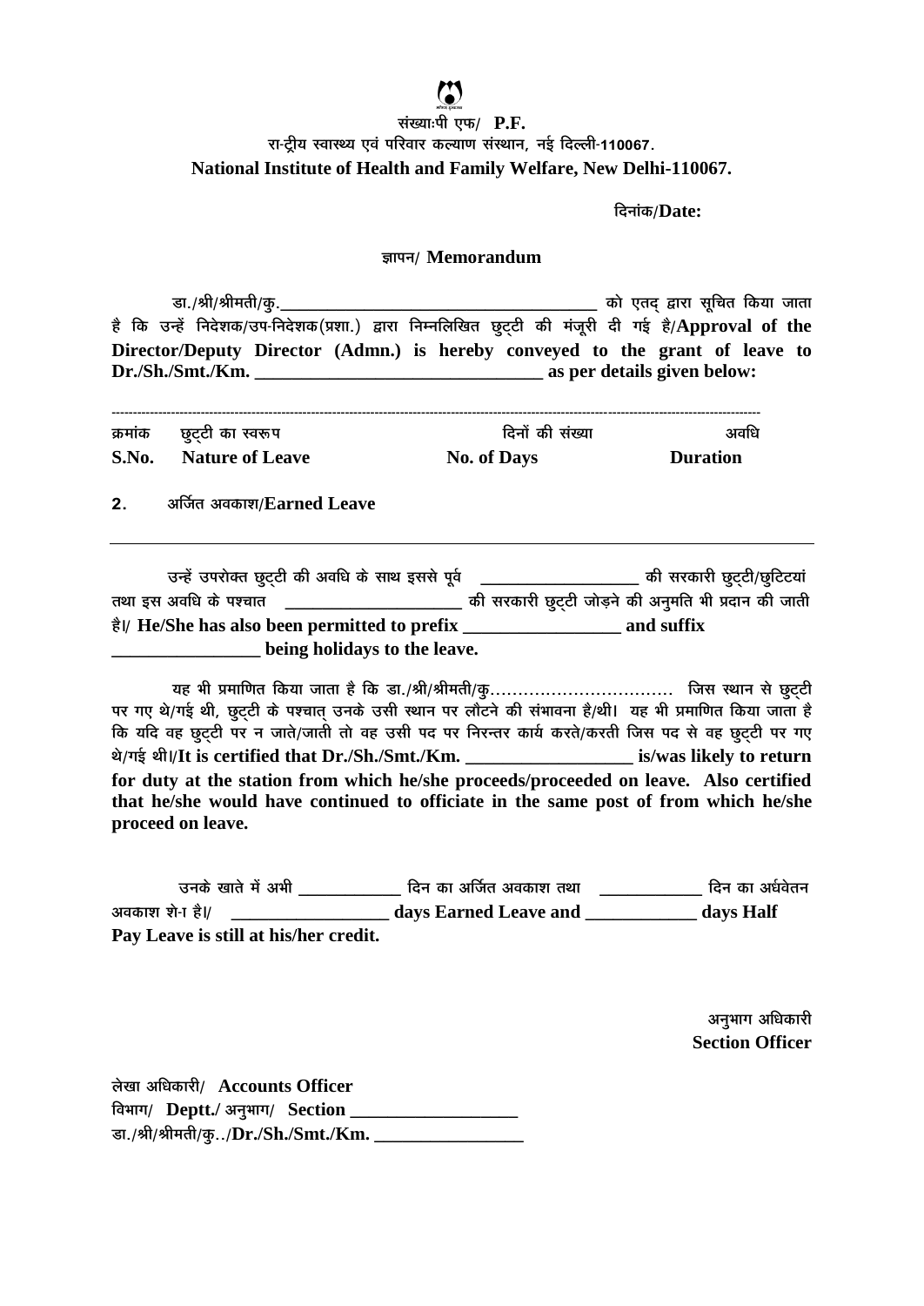संख्याःपी एफ/ **P.F.**

रा-ट्रीय स्वास्थ्य एवं परिवार कल्याण संस्थान, नई दिल्ली-110067.

**National Institute of Health and Family Welfare, New Delhi-110067.**

दिनांक/**Date:**

## ज्ञापन/ Memorandum

डा./श्री/श्रीमती/कु.______________________________________ को एतद् द्वारा सूचित किया जाता है कि उन्हें निदेशक/उप-निदेशक(प्रशा.) द्वारा निम्नलिखित छुट्टी की मंजूरी दी गई है/**Approval of the Director/Deputy Director (Admn.) is hereby conveyed to the grant of leave to Dr./Sh./Smt./Km. ________________________________ as per details given below:**

---

| क्रमांक **S.No.** | छुट्टी का स्वरूप **Nature of Leave** | दिनों की संख्या **No. of Days** | अवधि **Duration** |
|---|---|---|---|
| 2. | अर्जित अवकाश/**Earned Leave** | | |

---

उन्हें उपरोक्त छुट्टी की अवधि के साथ इससे पूर्व __________________ की सरकारी छुट्टी/छुटियां तथा इस अवधि के पश्चात ____________________ की सरकारी छुट्टी जोड़ने की अनुमति भी प्रदान की जाती है।/ **He/She has also been permitted to prefix _________________ and suffix ________________ being holidays to the leave.**

यह भी प्रमाणित किया जाता है कि डा./श्री/श्रीमती/कु................................ जिस स्थान से छुट्टी पर गए थे/गई थी, छुट्टी के पश्चात् उनके उसी स्थान पर लौटने की संभावना है/थी। यह भी प्रमाणित किया जाता है कि यदि वह छुट्टी पर न जाते/जाती तो वह उसी पद पर निरन्तर कार्य करते/करती जिस पद से वह छुट्टी पर गए थे/गई थी।/**It is certified that Dr./Sh./Smt./Km. __________________ is/was likely to return for duty at the station from which he/she proceeds/proceeded on leave. Also certified that he/she would have continued to officiate in the same post of from which he/she proceed on leave.**

उनके खाते में अभी ____________ दिन का अर्जित अवकाश तथा ____________ दिन का अर्धवेतन अवकाश शे-ा है।/ __________________ **days Earned Leave and ____________ days Half Pay Leave is still at his/her credit.**

अनुभाग अधिकारी
**Section Officer**

लेखा अधिकारी/ **Accounts Officer**

विभाग/ **Deptt.**/ अनुभाग/ **Section __________________**

डा./श्री/श्रीमती/कु../**Dr./Sh./Smt./Km. ________________**